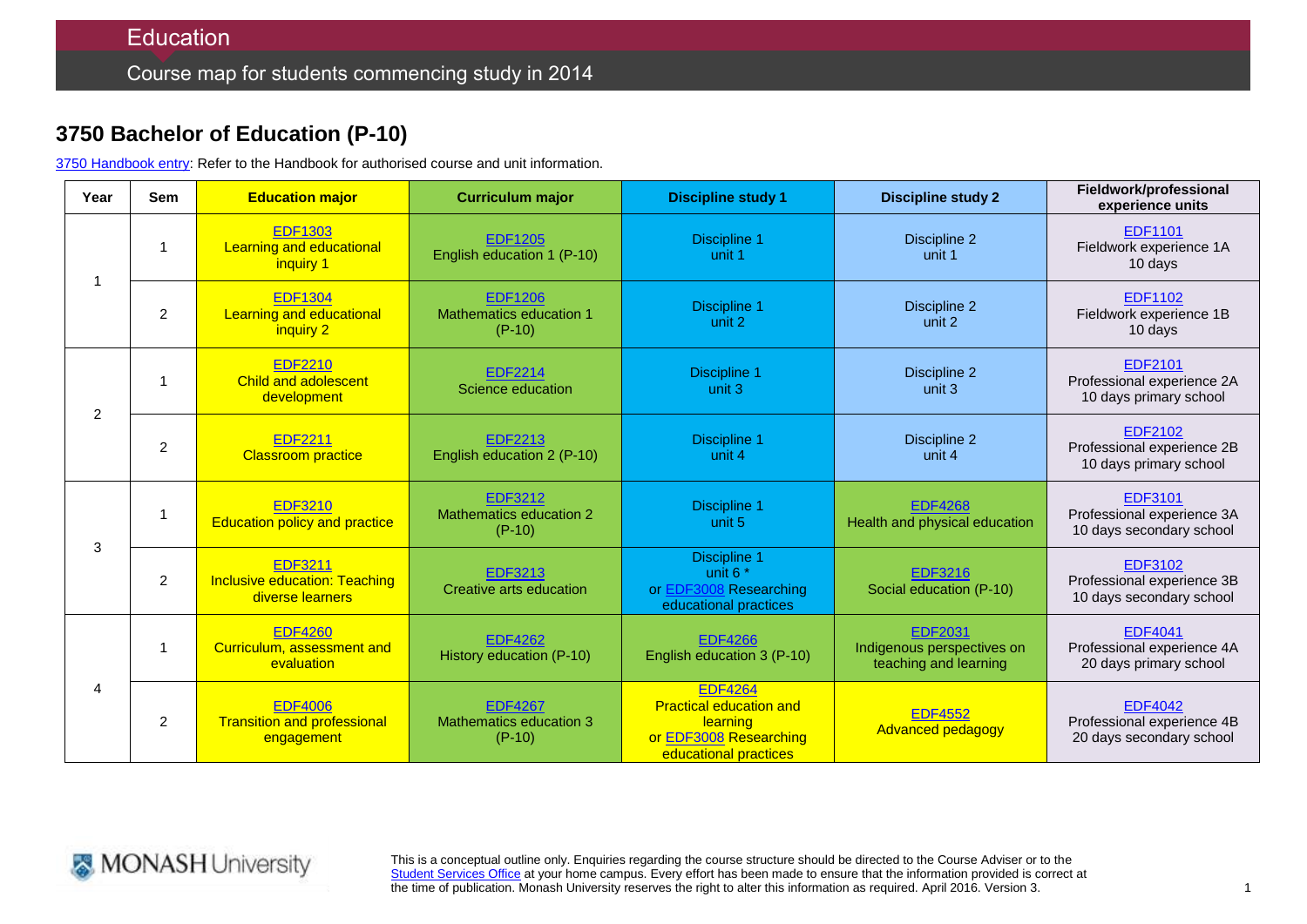Education

Course map for students commencing study in 2014

## 3750 Bachelor of Education (P-10)

3750 Handbook entry: Refer to the Handbook for authorised course and unit information.

| Year | Sem | Education major | Curriculum major | Discipline study 1 | Discipline study 2 | Fieldwork/professional experience units |
|---|---|---|---|---|---|---|
| 1 | 1 | EDF1303 Learning and educational inquiry 1 | EDF1205 English education 1 (P-10) | Discipline 1 unit 1 | Discipline 2 unit 1 | EDF1101 Fieldwork experience 1A 10 days |
| | 2 | EDF1304 Learning and educational inquiry 2 | EDF1206 Mathematics education 1 (P-10) | Discipline 1 unit 2 | Discipline 2 unit 2 | EDF1102 Fieldwork experience 1B 10 days |
| 2 | 1 | EDF2210 Child and adolescent development | EDF2214 Science education | Discipline 1 unit 3 | Discipline 2 unit 3 | EDF2101 Professional experience 2A 10 days primary school |
| | 2 | EDF2211 Classroom practice | EDF2213 English education 2 (P-10) | Discipline 1 unit 4 | Discipline 2 unit 4 | EDF2102 Professional experience 2B 10 days primary school |
| 3 | 1 | EDF3210 Education policy and practice | EDF3212 Mathematics education 2 (P-10) | Discipline 1 unit 5 | EDF4268 Health and physical education | EDF3101 Professional experience 3A 10 days secondary school |
| | 2 | EDF3211 Inclusive education: Teaching diverse learners | EDF3213 Creative arts education | Discipline 1 unit 6 * or EDF3008 Researching educational practices | EDF3216 Social education (P-10) | EDF3102 Professional experience 3B 10 days secondary school |
| 4 | 1 | EDF4260 Curriculum, assessment and evaluation | EDF4262 History education (P-10) | EDF4266 English education 3 (P-10) | EDF2031 Indigenous perspectives on teaching and learning | EDF4041 Professional experience 4A 20 days primary school |
| | 2 | EDF4006 Transition and professional engagement | EDF4267 Mathematics education 3 (P-10) | EDF4264 Practical education and learning or EDF3008 Researching educational practices | EDF4552 Advanced pedagogy | EDF4042 Professional experience 4B 20 days secondary school |

MONASH University

This is a conceptual outline only. Enquiries regarding the course structure should be directed to the Course Adviser or to the Student Services Office at your home campus. Every effort has been made to ensure that the information provided is correct at the time of publication. Monash University reserves the right to alter this information as required. April 2016. Version 3.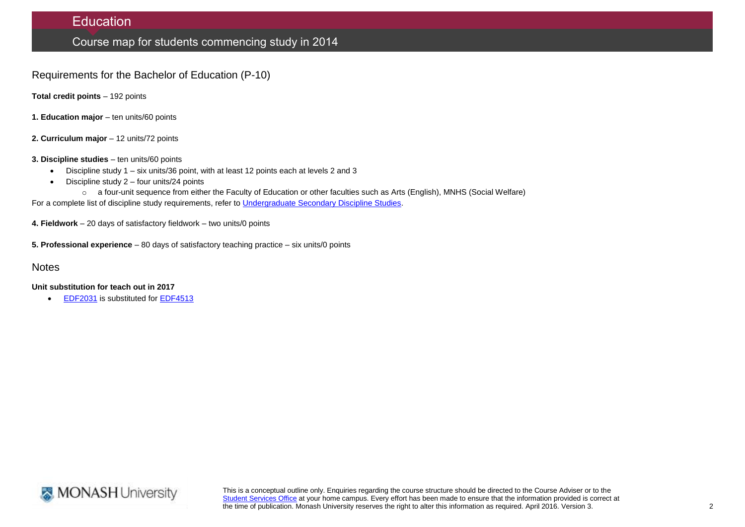# Education

## Course map for students commencing study in 2014

## Requirements for the Bachelor of Education (P-10)

**Total credit points** – 192 points

**1. Education major** – ten units/60 points

**2. Curriculum major** – 12 units/72 points

**3. Discipline studies** – ten units/60 points

- Discipline study 1 – six units/36 point, with at least 12 points each at levels 2 and 3
- Discipline study 2 – four units/24 points
  - a four-unit sequence from either the Faculty of Education or other faculties such as Arts (English), MNHS (Social Welfare)

For a complete list of discipline study requirements, refer to Undergraduate Secondary Discipline Studies.

**4. Fieldwork** – 20 days of satisfactory fieldwork – two units/0 points

**5. Professional experience** – 80 days of satisfactory teaching practice – six units/0 points

## Notes

**Unit substitution for teach out in 2017**

- EDF2031 is substituted for EDF4513

This is a conceptual outline only. Enquiries regarding the course structure should be directed to the Course Adviser or to the Student Services Office at your home campus. Every effort has been made to ensure that the information provided is correct at the time of publication. Monash University reserves the right to alter this information as required. April 2016. Version 3.